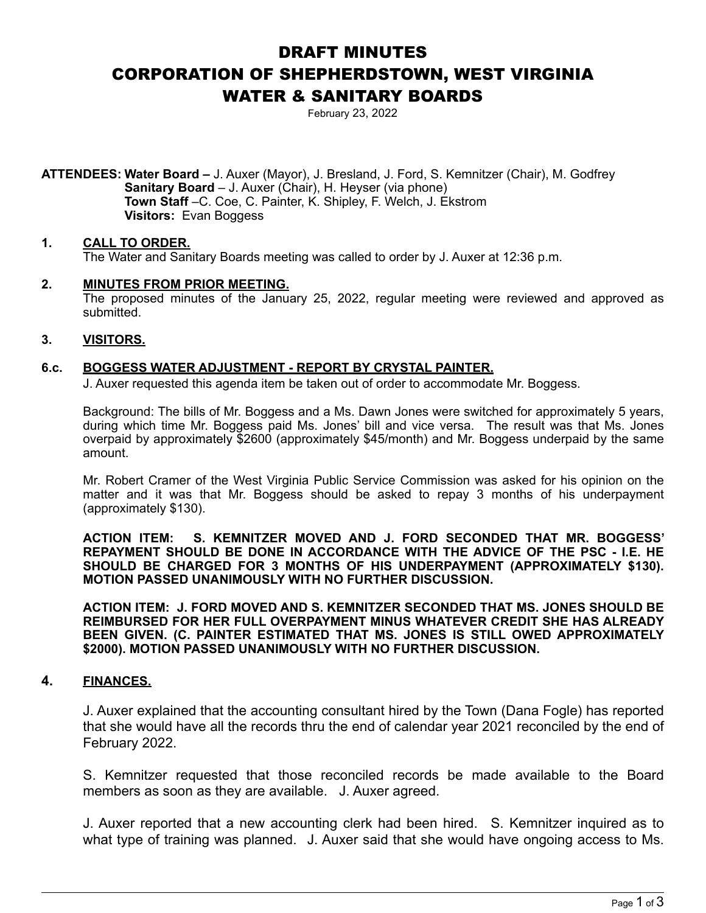# DRAFT MINUTES
# CORPORATION OF SHEPHERDSTOWN, WEST VIRGINIA
# WATER & SANITARY BOARDS

February 23, 2022

**ATTENDEES: Water Board –** J. Auxer (Mayor), J. Bresland, J. Ford, S. Kemnitzer (Chair), M. Godfrey
**Sanitary Board** – J. Auxer (Chair), H. Heyser (via phone)
**Town Staff** –C. Coe, C. Painter, K. Shipley, F. Welch, J. Ekstrom
**Visitors:** Evan Boggess

## 1. CALL TO ORDER.

The Water and Sanitary Boards meeting was called to order by J. Auxer at 12:36 p.m.

## 2. MINUTES FROM PRIOR MEETING.

The proposed minutes of the January 25, 2022, regular meeting were reviewed and approved as submitted.

## 3. VISITORS.

## 6.c. BOGGESS WATER ADJUSTMENT - REPORT BY CRYSTAL PAINTER.

J. Auxer requested this agenda item be taken out of order to accommodate Mr. Boggess.

Background: The bills of Mr. Boggess and a Ms. Dawn Jones were switched for approximately 5 years, during which time Mr. Boggess paid Ms. Jones' bill and vice versa. The result was that Ms. Jones overpaid by approximately $2600 (approximately $45/month) and Mr. Boggess underpaid by the same amount.

Mr. Robert Cramer of the West Virginia Public Service Commission was asked for his opinion on the matter and it was that Mr. Boggess should be asked to repay 3 months of his underpayment (approximately $130).

**ACTION ITEM: S. KEMNITZER MOVED AND J. FORD SECONDED THAT MR. BOGGESS' REPAYMENT SHOULD BE DONE IN ACCORDANCE WITH THE ADVICE OF THE PSC - I.E. HE SHOULD BE CHARGED FOR 3 MONTHS OF HIS UNDERPAYMENT (APPROXIMATELY $130). MOTION PASSED UNANIMOUSLY WITH NO FURTHER DISCUSSION.**

**ACTION ITEM: J. FORD MOVED AND S. KEMNITZER SECONDED THAT MS. JONES SHOULD BE REIMBURSED FOR HER FULL OVERPAYMENT MINUS WHATEVER CREDIT SHE HAS ALREADY BEEN GIVEN. (C. PAINTER ESTIMATED THAT MS. JONES IS STILL OWED APPROXIMATELY $2000). MOTION PASSED UNANIMOUSLY WITH NO FURTHER DISCUSSION.**

## 4. FINANCES.

J. Auxer explained that the accounting consultant hired by the Town (Dana Fogle) has reported that she would have all the records thru the end of calendar year 2021 reconciled by the end of February 2022.

S. Kemnitzer requested that those reconciled records be made available to the Board members as soon as they are available. J. Auxer agreed.

J. Auxer reported that a new accounting clerk had been hired. S. Kemnitzer inquired as to what type of training was planned. J. Auxer said that she would have ongoing access to Ms.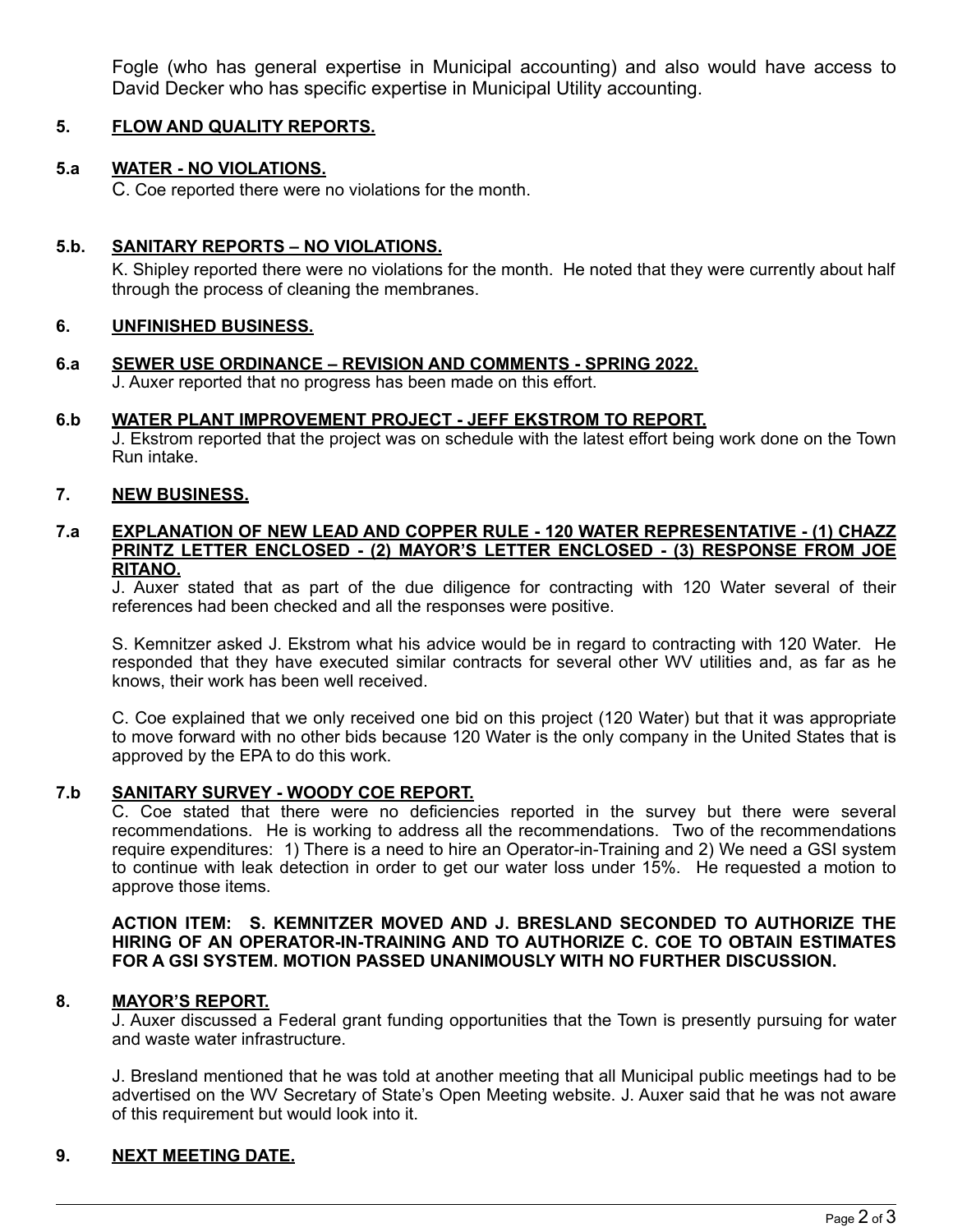Fogle (who has general expertise in Municipal accounting) and also would have access to David Decker who has specific expertise in Municipal Utility accounting.

## 5. FLOW AND QUALITY REPORTS.

### 5.a WATER - NO VIOLATIONS.

C. Coe reported there were no violations for the month.

### 5.b. SANITARY REPORTS – NO VIOLATIONS.

K. Shipley reported there were no violations for the month. He noted that they were currently about half through the process of cleaning the membranes.

## 6. UNFINISHED BUSINESS.

### 6.a SEWER USE ORDINANCE – REVISION AND COMMENTS - SPRING 2022.

J. Auxer reported that no progress has been made on this effort.

### 6.b WATER PLANT IMPROVEMENT PROJECT - JEFF EKSTROM TO REPORT.

J. Ekstrom reported that the project was on schedule with the latest effort being work done on the Town Run intake.

## 7. NEW BUSINESS.

### 7.a EXPLANATION OF NEW LEAD AND COPPER RULE - 120 WATER REPRESENTATIVE - (1) CHAZZ PRINTZ LETTER ENCLOSED - (2) MAYOR'S LETTER ENCLOSED - (3) RESPONSE FROM JOE RITANO.

J. Auxer stated that as part of the due diligence for contracting with 120 Water several of their references had been checked and all the responses were positive.

S. Kemnitzer asked J. Ekstrom what his advice would be in regard to contracting with 120 Water. He responded that they have executed similar contracts for several other WV utilities and, as far as he knows, their work has been well received.

C. Coe explained that we only received one bid on this project (120 Water) but that it was appropriate to move forward with no other bids because 120 Water is the only company in the United States that is approved by the EPA to do this work.

### 7.b SANITARY SURVEY - WOODY COE REPORT.

C. Coe stated that there were no deficiencies reported in the survey but there were several recommendations. He is working to address all the recommendations. Two of the recommendations require expenditures: 1) There is a need to hire an Operator-in-Training and 2) We need a GSI system to continue with leak detection in order to get our water loss under 15%. He requested a motion to approve those items.

**ACTION ITEM: S. KEMNITZER MOVED AND J. BRESLAND SECONDED TO AUTHORIZE THE HIRING OF AN OPERATOR-IN-TRAINING AND TO AUTHORIZE C. COE TO OBTAIN ESTIMATES FOR A GSI SYSTEM. MOTION PASSED UNANIMOUSLY WITH NO FURTHER DISCUSSION.**

## 8. MAYOR'S REPORT.

J. Auxer discussed a Federal grant funding opportunities that the Town is presently pursuing for water and waste water infrastructure.

J. Bresland mentioned that he was told at another meeting that all Municipal public meetings had to be advertised on the WV Secretary of State's Open Meeting website. J. Auxer said that he was not aware of this requirement but would look into it.

## 9. NEXT MEETING DATE.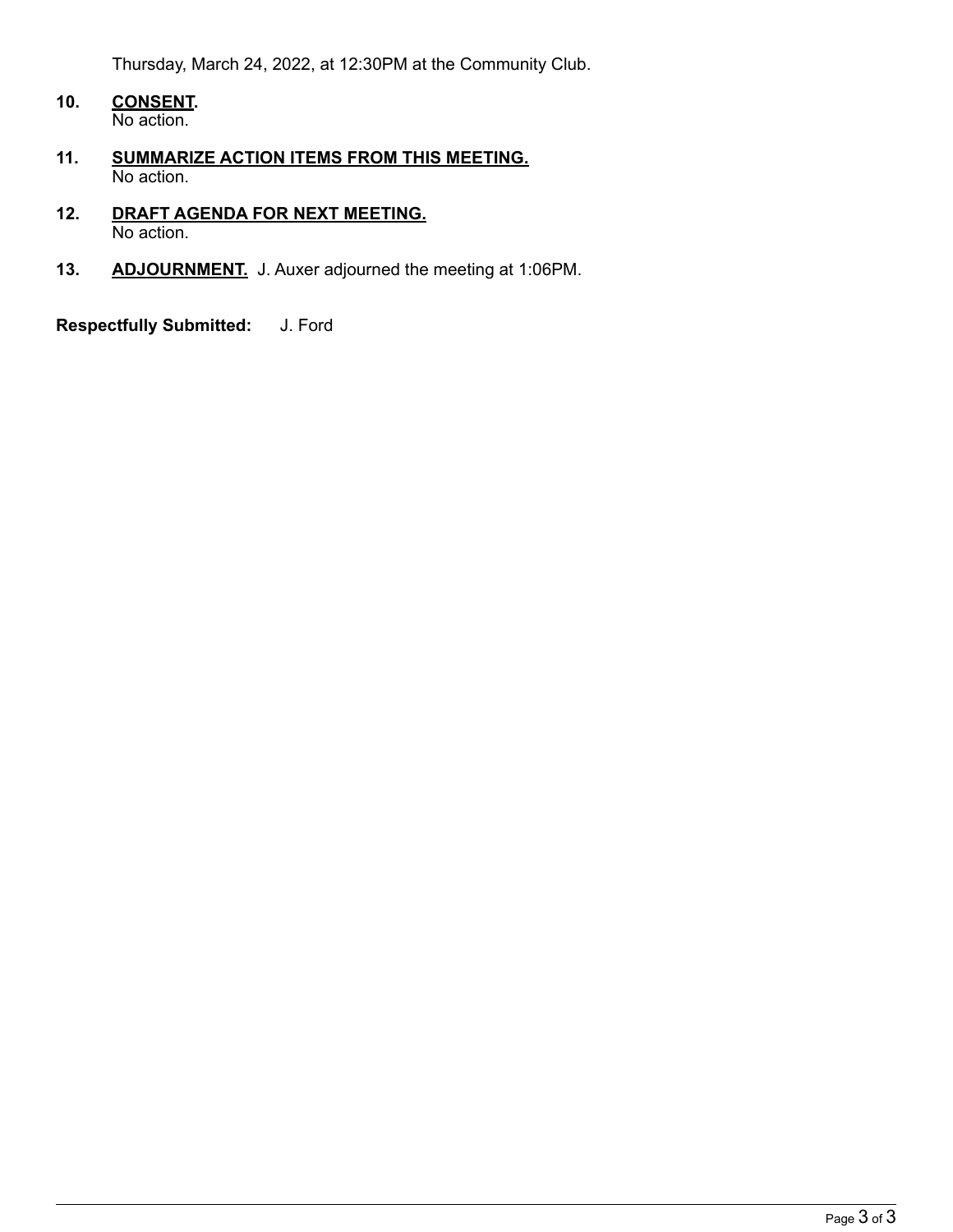Thursday, March 24, 2022, at 12:30PM at the Community Club.

**10. CONSENT.**
No action.

**11. SUMMARIZE ACTION ITEMS FROM THIS MEETING.**
No action.

**12. DRAFT AGENDA FOR NEXT MEETING.**
No action.

**13. ADJOURNMENT.** J. Auxer adjourned the meeting at 1:06PM.

**Respectfully Submitted:** J. Ford